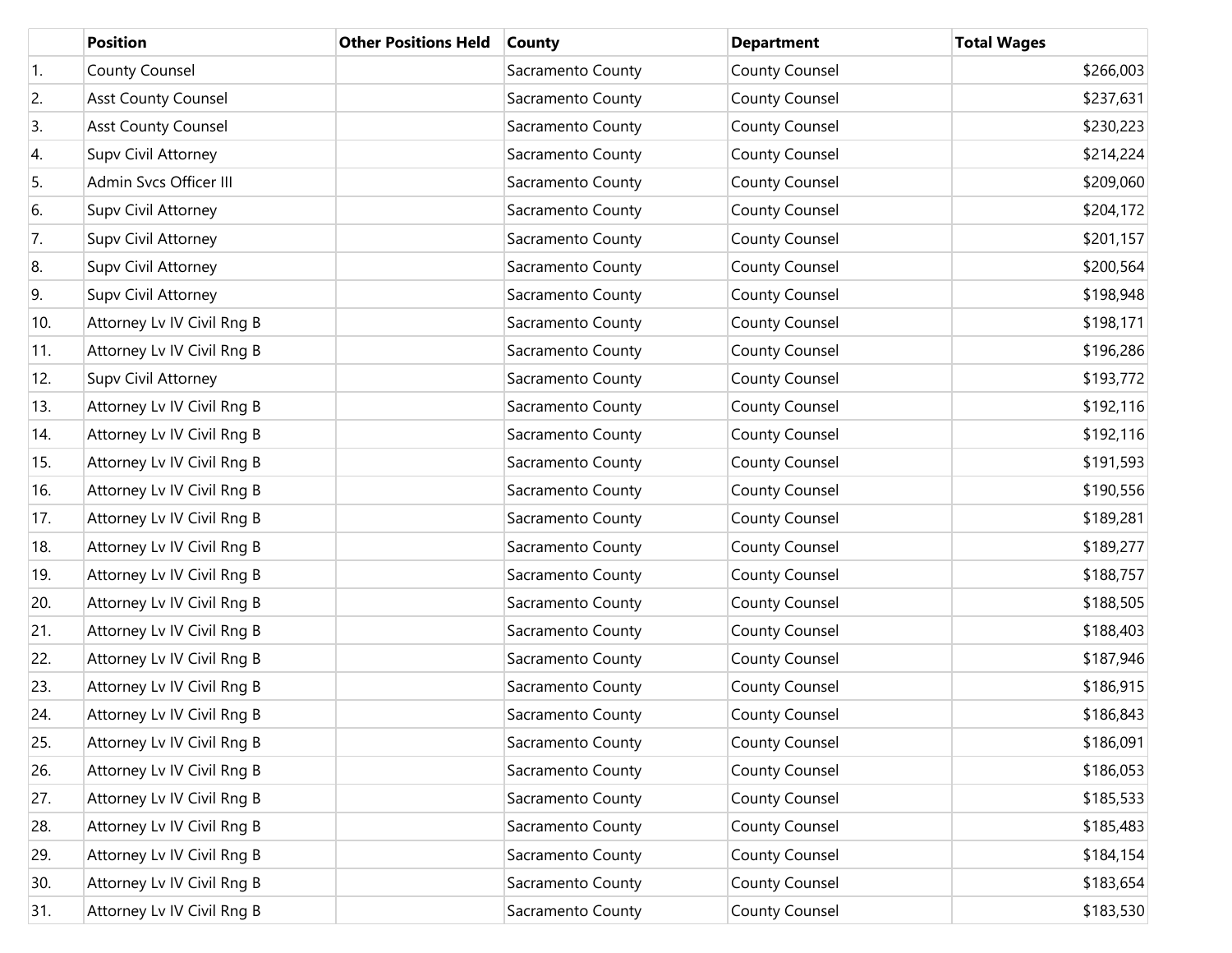| | Position | Other Positions Held | County | Department | Total Wages |
|---|---|---|---|---|---|
| 1. | County Counsel | | Sacramento County | County Counsel | $266,003 |
| 2. | Asst County Counsel | | Sacramento County | County Counsel | $237,631 |
| 3. | Asst County Counsel | | Sacramento County | County Counsel | $230,223 |
| 4. | Supv Civil Attorney | | Sacramento County | County Counsel | $214,224 |
| 5. | Admin Svcs Officer III | | Sacramento County | County Counsel | $209,060 |
| 6. | Supv Civil Attorney | | Sacramento County | County Counsel | $204,172 |
| 7. | Supv Civil Attorney | | Sacramento County | County Counsel | $201,157 |
| 8. | Supv Civil Attorney | | Sacramento County | County Counsel | $200,564 |
| 9. | Supv Civil Attorney | | Sacramento County | County Counsel | $198,948 |
| 10. | Attorney Lv IV Civil Rng B | | Sacramento County | County Counsel | $198,171 |
| 11. | Attorney Lv IV Civil Rng B | | Sacramento County | County Counsel | $196,286 |
| 12. | Supv Civil Attorney | | Sacramento County | County Counsel | $193,772 |
| 13. | Attorney Lv IV Civil Rng B | | Sacramento County | County Counsel | $192,116 |
| 14. | Attorney Lv IV Civil Rng B | | Sacramento County | County Counsel | $192,116 |
| 15. | Attorney Lv IV Civil Rng B | | Sacramento County | County Counsel | $191,593 |
| 16. | Attorney Lv IV Civil Rng B | | Sacramento County | County Counsel | $190,556 |
| 17. | Attorney Lv IV Civil Rng B | | Sacramento County | County Counsel | $189,281 |
| 18. | Attorney Lv IV Civil Rng B | | Sacramento County | County Counsel | $189,277 |
| 19. | Attorney Lv IV Civil Rng B | | Sacramento County | County Counsel | $188,757 |
| 20. | Attorney Lv IV Civil Rng B | | Sacramento County | County Counsel | $188,505 |
| 21. | Attorney Lv IV Civil Rng B | | Sacramento County | County Counsel | $188,403 |
| 22. | Attorney Lv IV Civil Rng B | | Sacramento County | County Counsel | $187,946 |
| 23. | Attorney Lv IV Civil Rng B | | Sacramento County | County Counsel | $186,915 |
| 24. | Attorney Lv IV Civil Rng B | | Sacramento County | County Counsel | $186,843 |
| 25. | Attorney Lv IV Civil Rng B | | Sacramento County | County Counsel | $186,091 |
| 26. | Attorney Lv IV Civil Rng B | | Sacramento County | County Counsel | $186,053 |
| 27. | Attorney Lv IV Civil Rng B | | Sacramento County | County Counsel | $185,533 |
| 28. | Attorney Lv IV Civil Rng B | | Sacramento County | County Counsel | $185,483 |
| 29. | Attorney Lv IV Civil Rng B | | Sacramento County | County Counsel | $184,154 |
| 30. | Attorney Lv IV Civil Rng B | | Sacramento County | County Counsel | $183,654 |
| 31. | Attorney Lv IV Civil Rng B | | Sacramento County | County Counsel | $183,530 |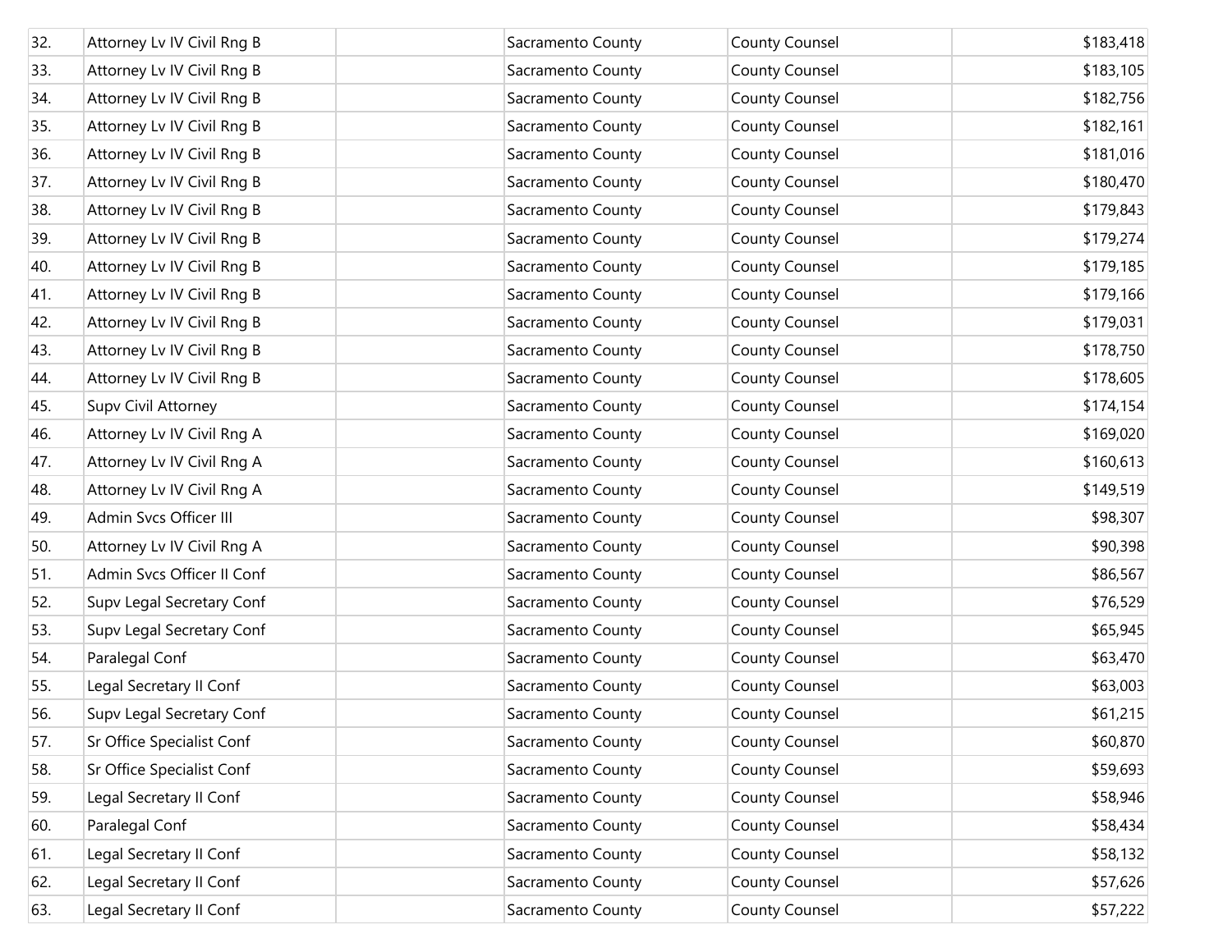| | | | | | |
|---|---|---|---|---|---|
| 32. | Attorney Lv IV Civil Rng B | | Sacramento County | County Counsel | $183,418 |
| 33. | Attorney Lv IV Civil Rng B | | Sacramento County | County Counsel | $183,105 |
| 34. | Attorney Lv IV Civil Rng B | | Sacramento County | County Counsel | $182,756 |
| 35. | Attorney Lv IV Civil Rng B | | Sacramento County | County Counsel | $182,161 |
| 36. | Attorney Lv IV Civil Rng B | | Sacramento County | County Counsel | $181,016 |
| 37. | Attorney Lv IV Civil Rng B | | Sacramento County | County Counsel | $180,470 |
| 38. | Attorney Lv IV Civil Rng B | | Sacramento County | County Counsel | $179,843 |
| 39. | Attorney Lv IV Civil Rng B | | Sacramento County | County Counsel | $179,274 |
| 40. | Attorney Lv IV Civil Rng B | | Sacramento County | County Counsel | $179,185 |
| 41. | Attorney Lv IV Civil Rng B | | Sacramento County | County Counsel | $179,166 |
| 42. | Attorney Lv IV Civil Rng B | | Sacramento County | County Counsel | $179,031 |
| 43. | Attorney Lv IV Civil Rng B | | Sacramento County | County Counsel | $178,750 |
| 44. | Attorney Lv IV Civil Rng B | | Sacramento County | County Counsel | $178,605 |
| 45. | Supv Civil Attorney | | Sacramento County | County Counsel | $174,154 |
| 46. | Attorney Lv IV Civil Rng A | | Sacramento County | County Counsel | $169,020 |
| 47. | Attorney Lv IV Civil Rng A | | Sacramento County | County Counsel | $160,613 |
| 48. | Attorney Lv IV Civil Rng A | | Sacramento County | County Counsel | $149,519 |
| 49. | Admin Svcs Officer III | | Sacramento County | County Counsel | $98,307 |
| 50. | Attorney Lv IV Civil Rng A | | Sacramento County | County Counsel | $90,398 |
| 51. | Admin Svcs Officer II Conf | | Sacramento County | County Counsel | $86,567 |
| 52. | Supv Legal Secretary Conf | | Sacramento County | County Counsel | $76,529 |
| 53. | Supv Legal Secretary Conf | | Sacramento County | County Counsel | $65,945 |
| 54. | Paralegal Conf | | Sacramento County | County Counsel | $63,470 |
| 55. | Legal Secretary II Conf | | Sacramento County | County Counsel | $63,003 |
| 56. | Supv Legal Secretary Conf | | Sacramento County | County Counsel | $61,215 |
| 57. | Sr Office Specialist Conf | | Sacramento County | County Counsel | $60,870 |
| 58. | Sr Office Specialist Conf | | Sacramento County | County Counsel | $59,693 |
| 59. | Legal Secretary II Conf | | Sacramento County | County Counsel | $58,946 |
| 60. | Paralegal Conf | | Sacramento County | County Counsel | $58,434 |
| 61. | Legal Secretary II Conf | | Sacramento County | County Counsel | $58,132 |
| 62. | Legal Secretary II Conf | | Sacramento County | County Counsel | $57,626 |
| 63. | Legal Secretary II Conf | | Sacramento County | County Counsel | $57,222 |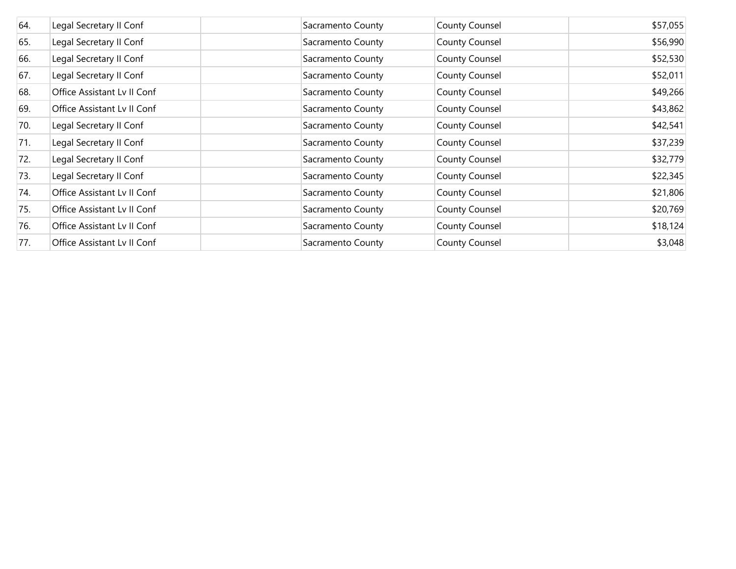| | | | | | |
|---|---|---|---|---|---|
| 64. | Legal Secretary II Conf | | Sacramento County | County Counsel | $57,055 |
| 65. | Legal Secretary II Conf | | Sacramento County | County Counsel | $56,990 |
| 66. | Legal Secretary II Conf | | Sacramento County | County Counsel | $52,530 |
| 67. | Legal Secretary II Conf | | Sacramento County | County Counsel | $52,011 |
| 68. | Office Assistant Lv II Conf | | Sacramento County | County Counsel | $49,266 |
| 69. | Office Assistant Lv II Conf | | Sacramento County | County Counsel | $43,862 |
| 70. | Legal Secretary II Conf | | Sacramento County | County Counsel | $42,541 |
| 71. | Legal Secretary II Conf | | Sacramento County | County Counsel | $37,239 |
| 72. | Legal Secretary II Conf | | Sacramento County | County Counsel | $32,779 |
| 73. | Legal Secretary II Conf | | Sacramento County | County Counsel | $22,345 |
| 74. | Office Assistant Lv II Conf | | Sacramento County | County Counsel | $21,806 |
| 75. | Office Assistant Lv II Conf | | Sacramento County | County Counsel | $20,769 |
| 76. | Office Assistant Lv II Conf | | Sacramento County | County Counsel | $18,124 |
| 77. | Office Assistant Lv II Conf | | Sacramento County | County Counsel | $3,048 |